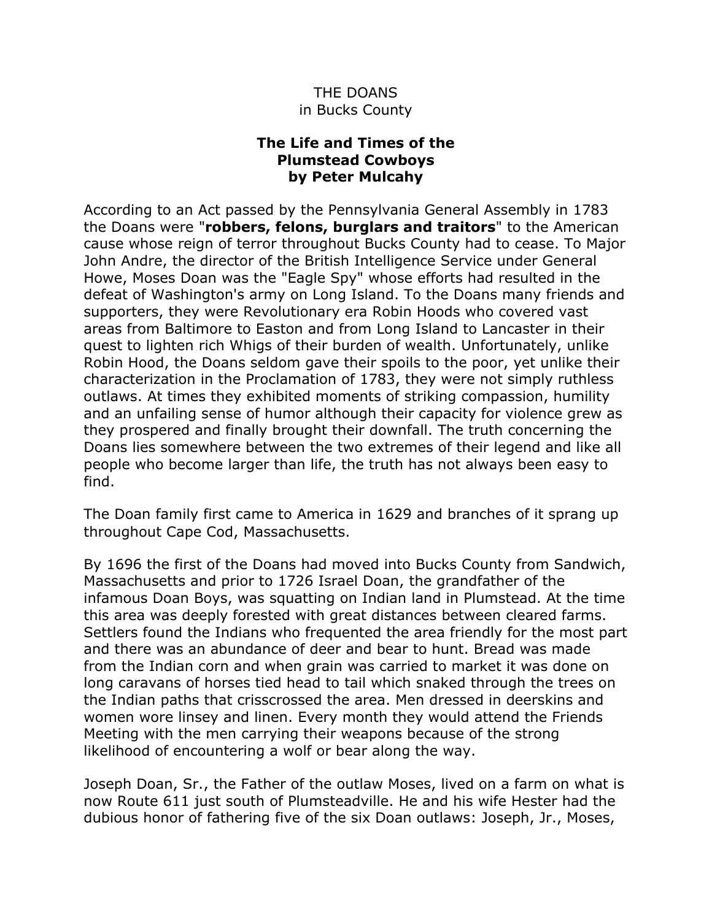THE DOANS
in Bucks County

**The Life and Times of the Plumstead Cowboys**
**by Peter Mulcahy**

According to an Act passed by the Pennsylvania General Assembly in 1783 the Doans were "**robbers, felons, burglars and traitors**" to the American cause whose reign of terror throughout Bucks County had to cease. To Major John Andre, the director of the British Intelligence Service under General Howe, Moses Doan was the "Eagle Spy" whose efforts had resulted in the defeat of Washington's army on Long Island. To the Doans many friends and supporters, they were Revolutionary era Robin Hoods who covered vast areas from Baltimore to Easton and from Long Island to Lancaster in their quest to lighten rich Whigs of their burden of wealth. Unfortunately, unlike Robin Hood, the Doans seldom gave their spoils to the poor, yet unlike their characterization in the Proclamation of 1783, they were not simply ruthless outlaws. At times they exhibited moments of striking compassion, humility and an unfailing sense of humor although their capacity for violence grew as they prospered and finally brought their downfall. The truth concerning the Doans lies somewhere between the two extremes of their legend and like all people who become larger than life, the truth has not always been easy to find.

The Doan family first came to America in 1629 and branches of it sprang up throughout Cape Cod, Massachusetts.

By 1696 the first of the Doans had moved into Bucks County from Sandwich, Massachusetts and prior to 1726 Israel Doan, the grandfather of the infamous Doan Boys, was squatting on Indian land in Plumstead. At the time this area was deeply forested with great distances between cleared farms. Settlers found the Indians who frequented the area friendly for the most part and there was an abundance of deer and bear to hunt. Bread was made from the Indian corn and when grain was carried to market it was done on long caravans of horses tied head to tail which snaked through the trees on the Indian paths that crisscrossed the area. Men dressed in deerskins and women wore linsey and linen. Every month they would attend the Friends Meeting with the men carrying their weapons because of the strong likelihood of encountering a wolf or bear along the way.

Joseph Doan, Sr., the Father of the outlaw Moses, lived on a farm on what is now Route 611 just south of Plumsteadville. He and his wife Hester had the dubious honor of fathering five of the six Doan outlaws: Joseph, Jr., Moses,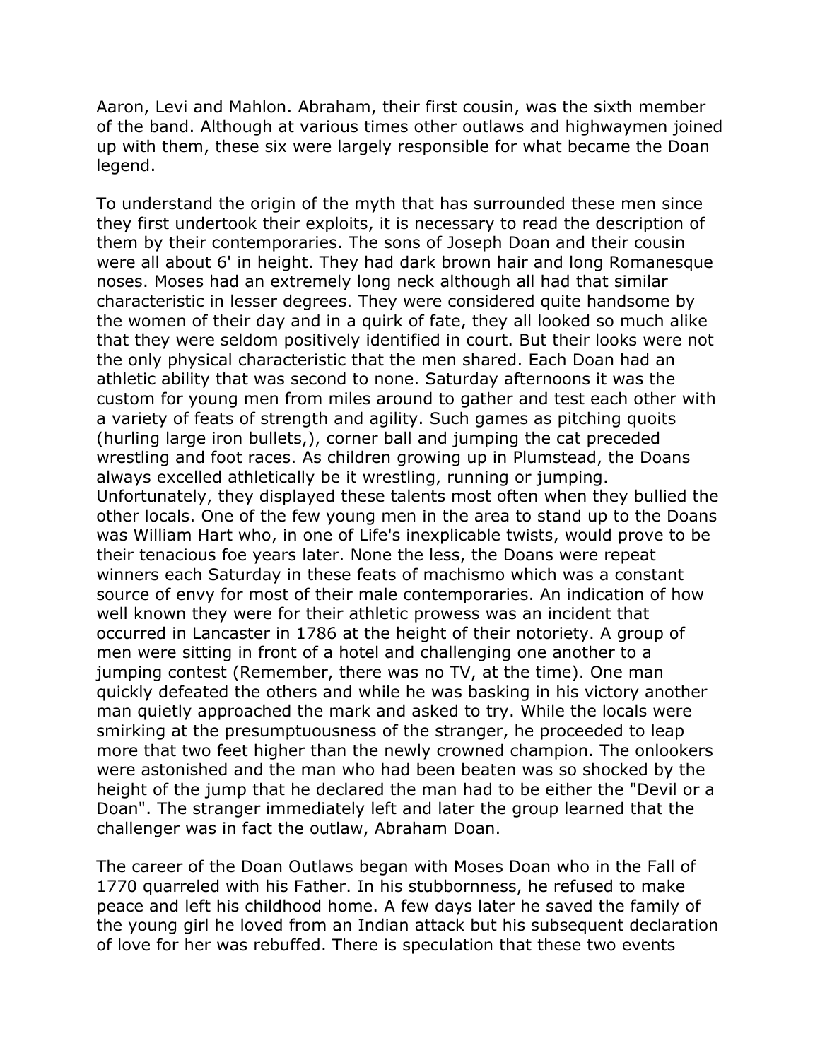Aaron, Levi and Mahlon. Abraham, their first cousin, was the sixth member of the band. Although at various times other outlaws and highwaymen joined up with them, these six were largely responsible for what became the Doan legend.

To understand the origin of the myth that has surrounded these men since they first undertook their exploits, it is necessary to read the description of them by their contemporaries. The sons of Joseph Doan and their cousin were all about 6' in height. They had dark brown hair and long Romanesque noses. Moses had an extremely long neck although all had that similar characteristic in lesser degrees. They were considered quite handsome by the women of their day and in a quirk of fate, they all looked so much alike that they were seldom positively identified in court. But their looks were not the only physical characteristic that the men shared. Each Doan had an athletic ability that was second to none. Saturday afternoons it was the custom for young men from miles around to gather and test each other with a variety of feats of strength and agility. Such games as pitching quoits (hurling large iron bullets,), corner ball and jumping the cat preceded wrestling and foot races. As children growing up in Plumstead, the Doans always excelled athletically be it wrestling, running or jumping. Unfortunately, they displayed these talents most often when they bullied the other locals. One of the few young men in the area to stand up to the Doans was William Hart who, in one of Life's inexplicable twists, would prove to be their tenacious foe years later. None the less, the Doans were repeat winners each Saturday in these feats of machismo which was a constant source of envy for most of their male contemporaries. An indication of how well known they were for their athletic prowess was an incident that occurred in Lancaster in 1786 at the height of their notoriety. A group of men were sitting in front of a hotel and challenging one another to a jumping contest (Remember, there was no TV, at the time). One man quickly defeated the others and while he was basking in his victory another man quietly approached the mark and asked to try. While the locals were smirking at the presumptuousness of the stranger, he proceeded to leap more that two feet higher than the newly crowned champion. The onlookers were astonished and the man who had been beaten was so shocked by the height of the jump that he declared the man had to be either the "Devil or a Doan". The stranger immediately left and later the group learned that the challenger was in fact the outlaw, Abraham Doan.

The career of the Doan Outlaws began with Moses Doan who in the Fall of 1770 quarreled with his Father. In his stubbornness, he refused to make peace and left his childhood home. A few days later he saved the family of the young girl he loved from an Indian attack but his subsequent declaration of love for her was rebuffed. There is speculation that these two events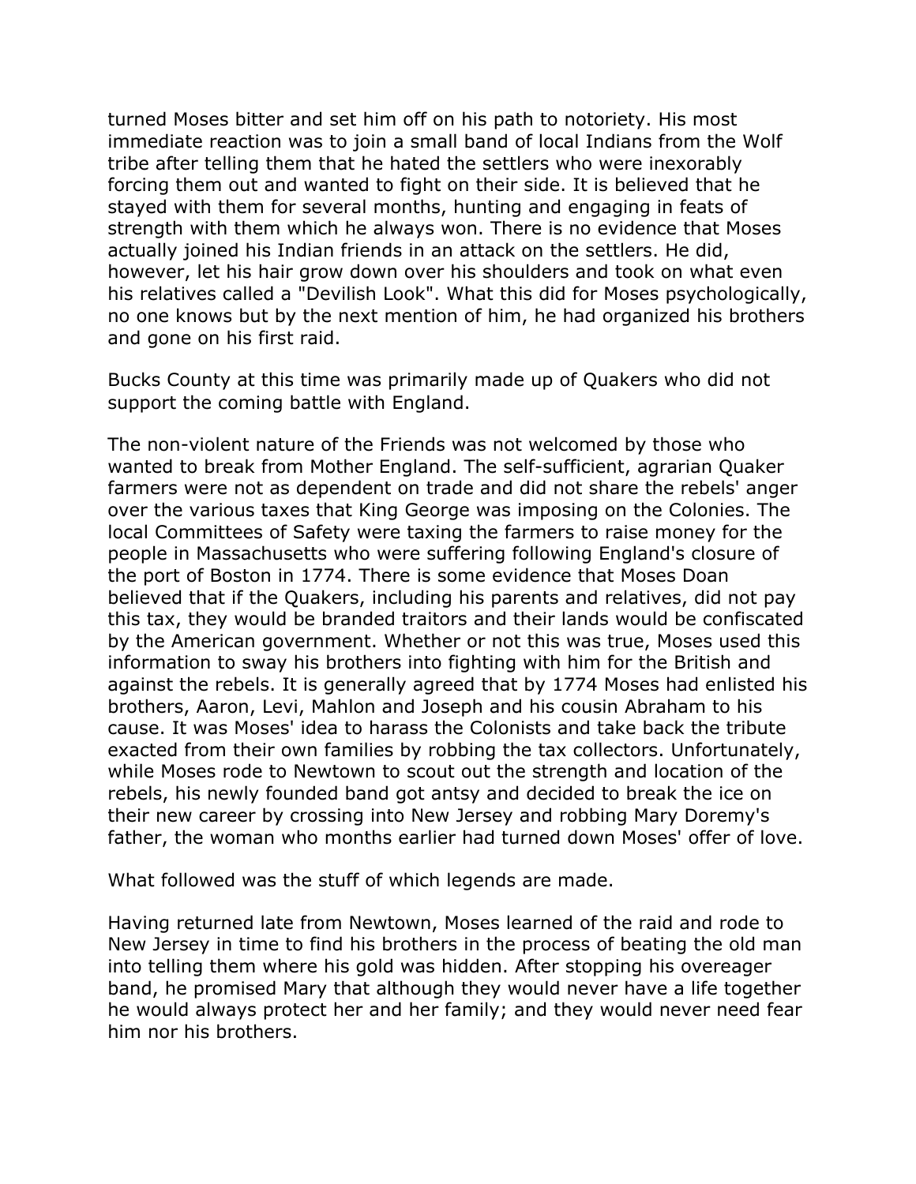turned Moses bitter and set him off on his path to notoriety. His most immediate reaction was to join a small band of local Indians from the Wolf tribe after telling them that he hated the settlers who were inexorably forcing them out and wanted to fight on their side. It is believed that he stayed with them for several months, hunting and engaging in feats of strength with them which he always won. There is no evidence that Moses actually joined his Indian friends in an attack on the settlers. He did, however, let his hair grow down over his shoulders and took on what even his relatives called a "Devilish Look". What this did for Moses psychologically, no one knows but by the next mention of him, he had organized his brothers and gone on his first raid.

Bucks County at this time was primarily made up of Quakers who did not support the coming battle with England.

The non-violent nature of the Friends was not welcomed by those who wanted to break from Mother England. The self-sufficient, agrarian Quaker farmers were not as dependent on trade and did not share the rebels' anger over the various taxes that King George was imposing on the Colonies. The local Committees of Safety were taxing the farmers to raise money for the people in Massachusetts who were suffering following England's closure of the port of Boston in 1774. There is some evidence that Moses Doan believed that if the Quakers, including his parents and relatives, did not pay this tax, they would be branded traitors and their lands would be confiscated by the American government. Whether or not this was true, Moses used this information to sway his brothers into fighting with him for the British and against the rebels. It is generally agreed that by 1774 Moses had enlisted his brothers, Aaron, Levi, Mahlon and Joseph and his cousin Abraham to his cause. It was Moses' idea to harass the Colonists and take back the tribute exacted from their own families by robbing the tax collectors. Unfortunately, while Moses rode to Newtown to scout out the strength and location of the rebels, his newly founded band got antsy and decided to break the ice on their new career by crossing into New Jersey and robbing Mary Doremy's father, the woman who months earlier had turned down Moses' offer of love.

What followed was the stuff of which legends are made.

Having returned late from Newtown, Moses learned of the raid and rode to New Jersey in time to find his brothers in the process of beating the old man into telling them where his gold was hidden. After stopping his overeager band, he promised Mary that although they would never have a life together he would always protect her and her family; and they would never need fear him nor his brothers.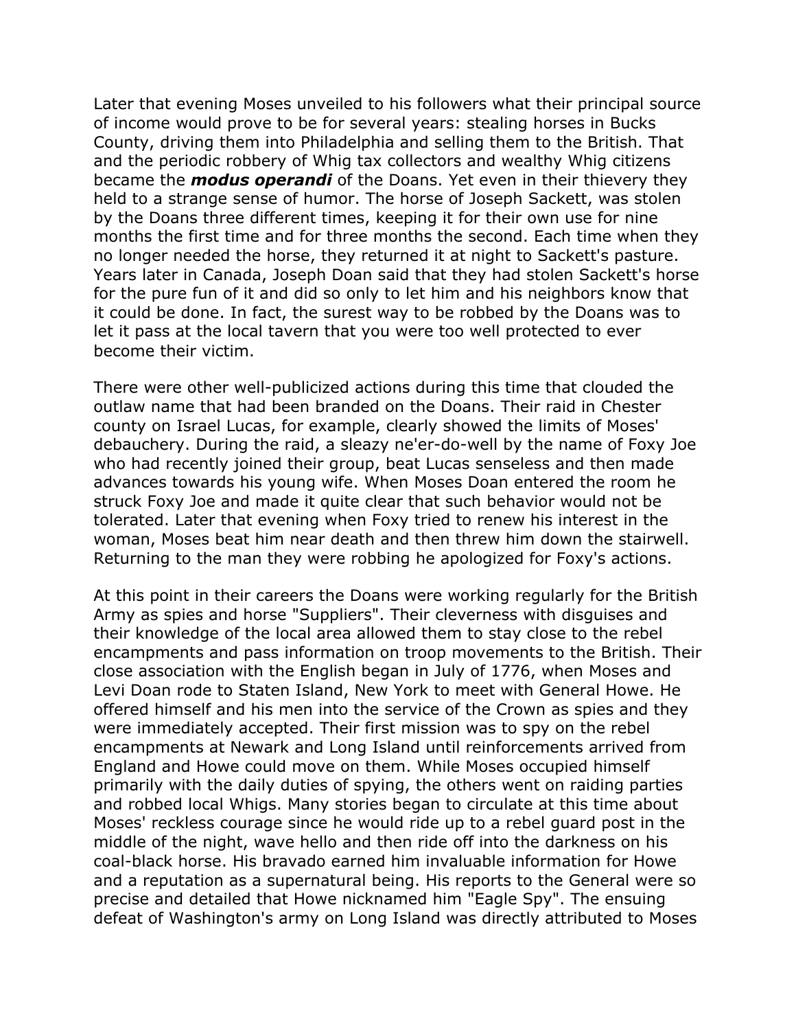Later that evening Moses unveiled to his followers what their principal source of income would prove to be for several years: stealing horses in Bucks County, driving them into Philadelphia and selling them to the British. That and the periodic robbery of Whig tax collectors and wealthy Whig citizens became the ***modus operandi*** of the Doans. Yet even in their thievery they held to a strange sense of humor. The horse of Joseph Sackett, was stolen by the Doans three different times, keeping it for their own use for nine months the first time and for three months the second. Each time when they no longer needed the horse, they returned it at night to Sackett's pasture. Years later in Canada, Joseph Doan said that they had stolen Sackett's horse for the pure fun of it and did so only to let him and his neighbors know that it could be done. In fact, the surest way to be robbed by the Doans was to let it pass at the local tavern that you were too well protected to ever become their victim.

There were other well-publicized actions during this time that clouded the outlaw name that had been branded on the Doans. Their raid in Chester county on Israel Lucas, for example, clearly showed the limits of Moses' debauchery. During the raid, a sleazy ne'er-do-well by the name of Foxy Joe who had recently joined their group, beat Lucas senseless and then made advances towards his young wife. When Moses Doan entered the room he struck Foxy Joe and made it quite clear that such behavior would not be tolerated. Later that evening when Foxy tried to renew his interest in the woman, Moses beat him near death and then threw him down the stairwell. Returning to the man they were robbing he apologized for Foxy's actions.

At this point in their careers the Doans were working regularly for the British Army as spies and horse "Suppliers". Their cleverness with disguises and their knowledge of the local area allowed them to stay close to the rebel encampments and pass information on troop movements to the British. Their close association with the English began in July of 1776, when Moses and Levi Doan rode to Staten Island, New York to meet with General Howe. He offered himself and his men into the service of the Crown as spies and they were immediately accepted. Their first mission was to spy on the rebel encampments at Newark and Long Island until reinforcements arrived from England and Howe could move on them. While Moses occupied himself primarily with the daily duties of spying, the others went on raiding parties and robbed local Whigs. Many stories began to circulate at this time about Moses' reckless courage since he would ride up to a rebel guard post in the middle of the night, wave hello and then ride off into the darkness on his coal-black horse. His bravado earned him invaluable information for Howe and a reputation as a supernatural being. His reports to the General were so precise and detailed that Howe nicknamed him "Eagle Spy". The ensuing defeat of Washington's army on Long Island was directly attributed to Moses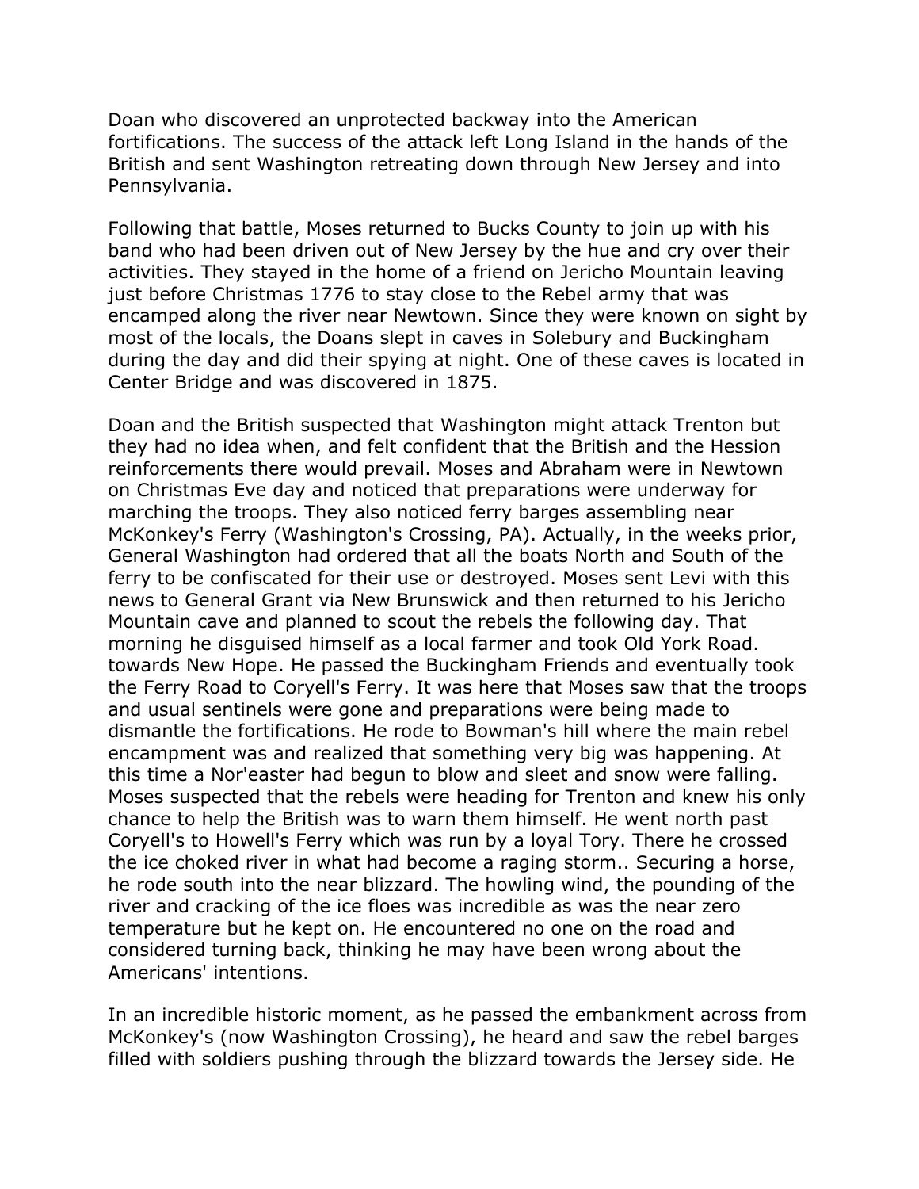Doan who discovered an unprotected backway into the American fortifications. The success of the attack left Long Island in the hands of the British and sent Washington retreating down through New Jersey and into Pennsylvania.

Following that battle, Moses returned to Bucks County to join up with his band who had been driven out of New Jersey by the hue and cry over their activities. They stayed in the home of a friend on Jericho Mountain leaving just before Christmas 1776 to stay close to the Rebel army that was encamped along the river near Newtown. Since they were known on sight by most of the locals, the Doans slept in caves in Solebury and Buckingham during the day and did their spying at night. One of these caves is located in Center Bridge and was discovered in 1875.

Doan and the British suspected that Washington might attack Trenton but they had no idea when, and felt confident that the British and the Hession reinforcements there would prevail. Moses and Abraham were in Newtown on Christmas Eve day and noticed that preparations were underway for marching the troops. They also noticed ferry barges assembling near McKonkey's Ferry (Washington's Crossing, PA). Actually, in the weeks prior, General Washington had ordered that all the boats North and South of the ferry to be confiscated for their use or destroyed. Moses sent Levi with this news to General Grant via New Brunswick and then returned to his Jericho Mountain cave and planned to scout the rebels the following day. That morning he disguised himself as a local farmer and took Old York Road. towards New Hope. He passed the Buckingham Friends and eventually took the Ferry Road to Coryell's Ferry. It was here that Moses saw that the troops and usual sentinels were gone and preparations were being made to dismantle the fortifications. He rode to Bowman's hill where the main rebel encampment was and realized that something very big was happening. At this time a Nor'easter had begun to blow and sleet and snow were falling. Moses suspected that the rebels were heading for Trenton and knew his only chance to help the British was to warn them himself. He went north past Coryell's to Howell's Ferry which was run by a loyal Tory. There he crossed the ice choked river in what had become a raging storm.. Securing a horse, he rode south into the near blizzard. The howling wind, the pounding of the river and cracking of the ice floes was incredible as was the near zero temperature but he kept on. He encountered no one on the road and considered turning back, thinking he may have been wrong about the Americans' intentions.

In an incredible historic moment, as he passed the embankment across from McKonkey's (now Washington Crossing), he heard and saw the rebel barges filled with soldiers pushing through the blizzard towards the Jersey side. He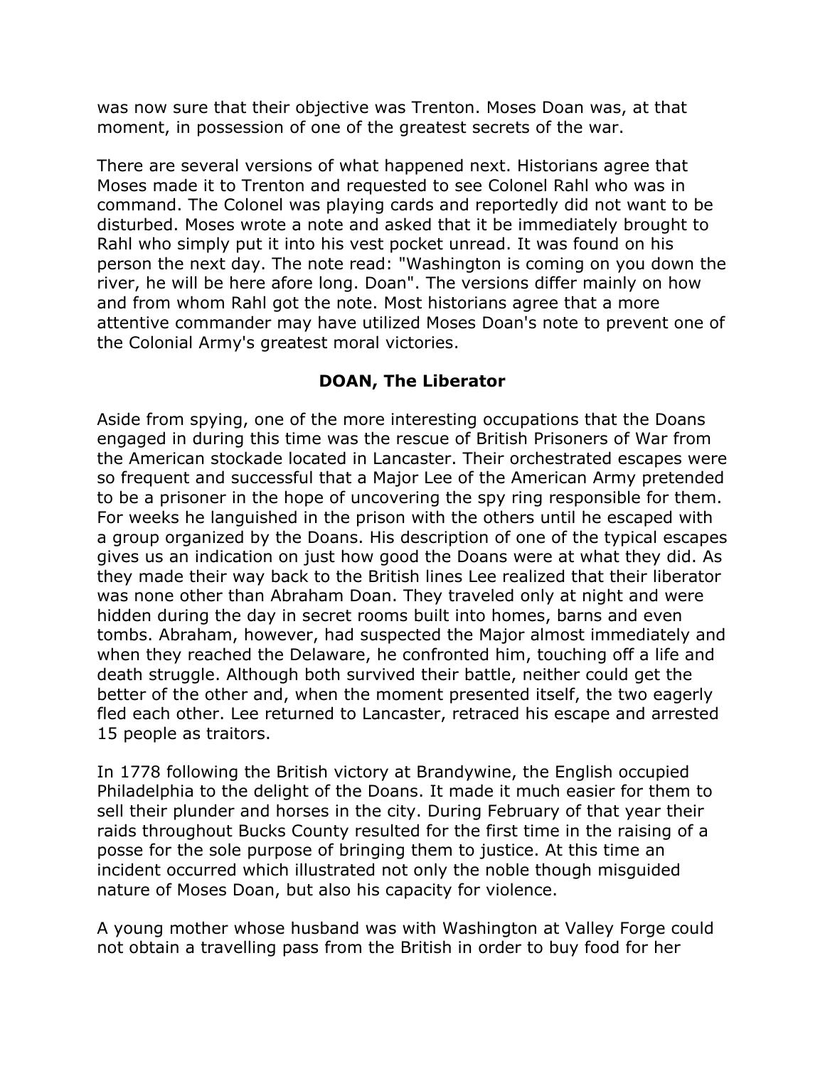was now sure that their objective was Trenton. Moses Doan was, at that moment, in possession of one of the greatest secrets of the war.

There are several versions of what happened next. Historians agree that Moses made it to Trenton and requested to see Colonel Rahl who was in command. The Colonel was playing cards and reportedly did not want to be disturbed. Moses wrote a note and asked that it be immediately brought to Rahl who simply put it into his vest pocket unread. It was found on his person the next day. The note read: "Washington is coming on you down the river, he will be here afore long. Doan". The versions differ mainly on how and from whom Rahl got the note. Most historians agree that a more attentive commander may have utilized Moses Doan's note to prevent one of the Colonial Army's greatest moral victories.

## DOAN, The Liberator

Aside from spying, one of the more interesting occupations that the Doans engaged in during this time was the rescue of British Prisoners of War from the American stockade located in Lancaster. Their orchestrated escapes were so frequent and successful that a Major Lee of the American Army pretended to be a prisoner in the hope of uncovering the spy ring responsible for them. For weeks he languished in the prison with the others until he escaped with a group organized by the Doans. His description of one of the typical escapes gives us an indication on just how good the Doans were at what they did. As they made their way back to the British lines Lee realized that their liberator was none other than Abraham Doan. They traveled only at night and were hidden during the day in secret rooms built into homes, barns and even tombs. Abraham, however, had suspected the Major almost immediately and when they reached the Delaware, he confronted him, touching off a life and death struggle. Although both survived their battle, neither could get the better of the other and, when the moment presented itself, the two eagerly fled each other. Lee returned to Lancaster, retraced his escape and arrested 15 people as traitors.

In 1778 following the British victory at Brandywine, the English occupied Philadelphia to the delight of the Doans. It made it much easier for them to sell their plunder and horses in the city. During February of that year their raids throughout Bucks County resulted for the first time in the raising of a posse for the sole purpose of bringing them to justice. At this time an incident occurred which illustrated not only the noble though misguided nature of Moses Doan, but also his capacity for violence.

A young mother whose husband was with Washington at Valley Forge could not obtain a travelling pass from the British in order to buy food for her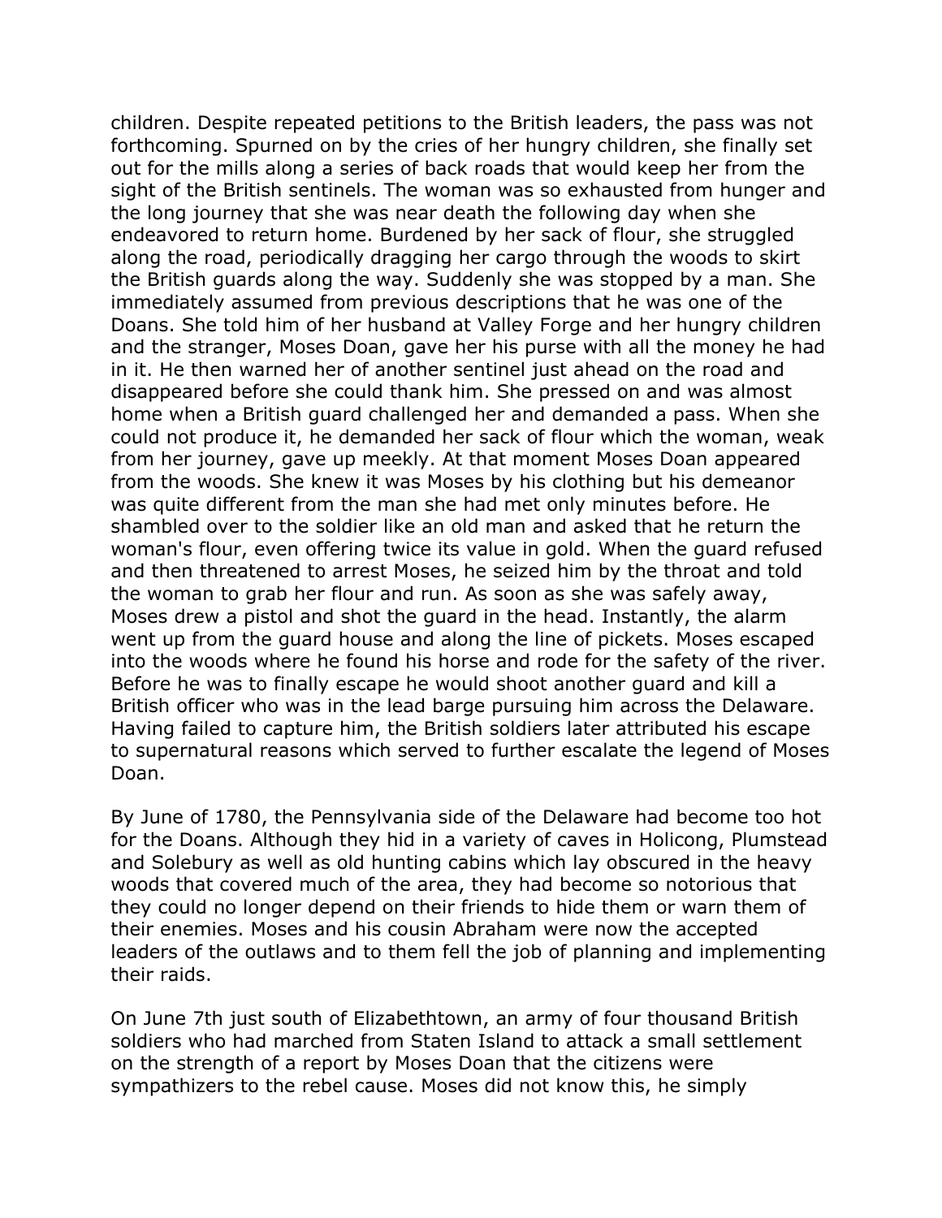children. Despite repeated petitions to the British leaders, the pass was not forthcoming. Spurned on by the cries of her hungry children, she finally set out for the mills along a series of back roads that would keep her from the sight of the British sentinels. The woman was so exhausted from hunger and the long journey that she was near death the following day when she endeavored to return home. Burdened by her sack of flour, she struggled along the road, periodically dragging her cargo through the woods to skirt the British guards along the way. Suddenly she was stopped by a man. She immediately assumed from previous descriptions that he was one of the Doans. She told him of her husband at Valley Forge and her hungry children and the stranger, Moses Doan, gave her his purse with all the money he had in it. He then warned her of another sentinel just ahead on the road and disappeared before she could thank him. She pressed on and was almost home when a British guard challenged her and demanded a pass. When she could not produce it, he demanded her sack of flour which the woman, weak from her journey, gave up meekly. At that moment Moses Doan appeared from the woods. She knew it was Moses by his clothing but his demeanor was quite different from the man she had met only minutes before. He shambled over to the soldier like an old man and asked that he return the woman's flour, even offering twice its value in gold. When the guard refused and then threatened to arrest Moses, he seized him by the throat and told the woman to grab her flour and run. As soon as she was safely away, Moses drew a pistol and shot the guard in the head. Instantly, the alarm went up from the guard house and along the line of pickets. Moses escaped into the woods where he found his horse and rode for the safety of the river. Before he was to finally escape he would shoot another guard and kill a British officer who was in the lead barge pursuing him across the Delaware. Having failed to capture him, the British soldiers later attributed his escape to supernatural reasons which served to further escalate the legend of Moses Doan.

By June of 1780, the Pennsylvania side of the Delaware had become too hot for the Doans. Although they hid in a variety of caves in Holicong, Plumstead and Solebury as well as old hunting cabins which lay obscured in the heavy woods that covered much of the area, they had become so notorious that they could no longer depend on their friends to hide them or warn them of their enemies. Moses and his cousin Abraham were now the accepted leaders of the outlaws and to them fell the job of planning and implementing their raids.

On June 7th just south of Elizabethtown, an army of four thousand British soldiers who had marched from Staten Island to attack a small settlement on the strength of a report by Moses Doan that the citizens were sympathizers to the rebel cause. Moses did not know this, he simply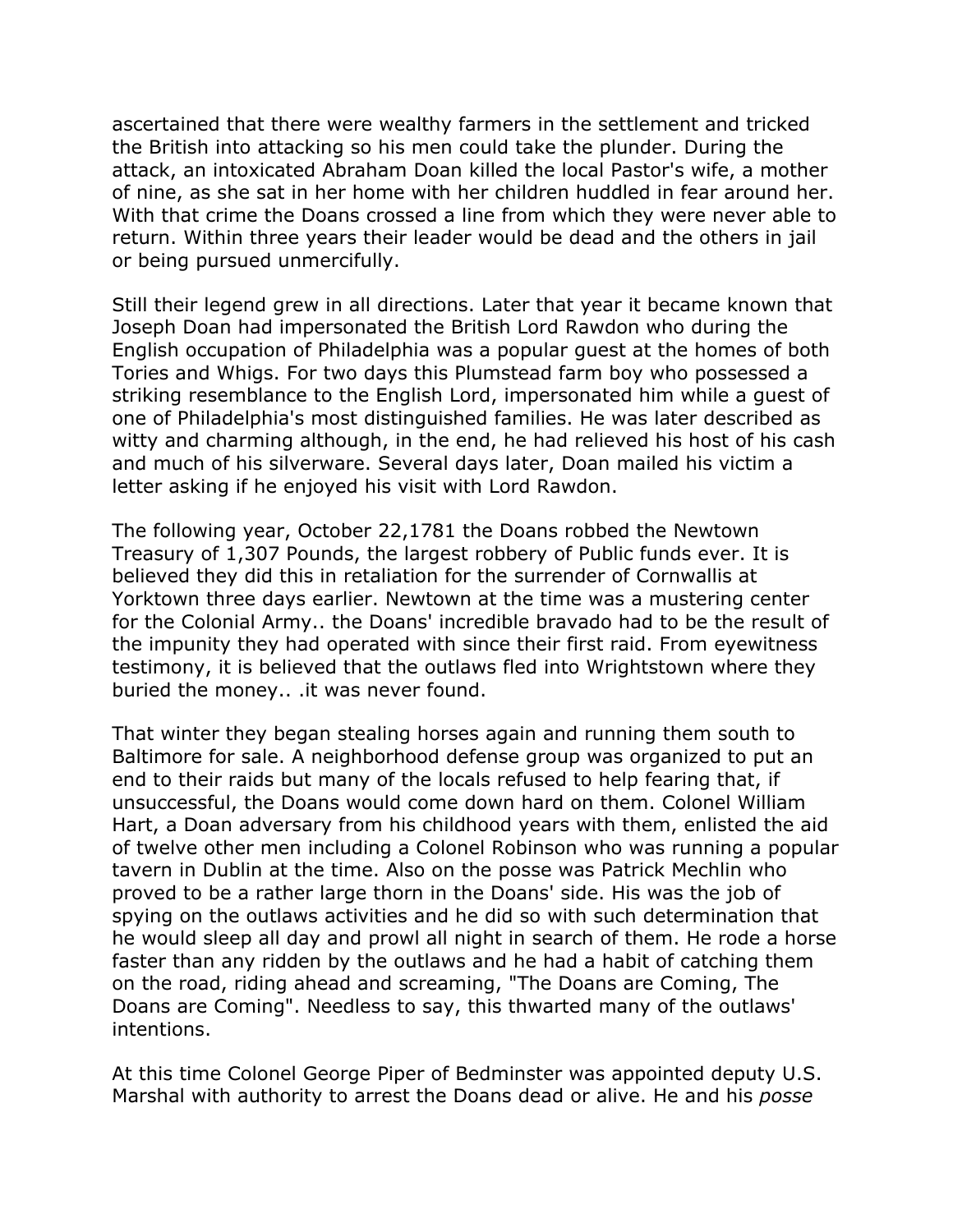ascertained that there were wealthy farmers in the settlement and tricked the British into attacking so his men could take the plunder. During the attack, an intoxicated Abraham Doan killed the local Pastor's wife, a mother of nine, as she sat in her home with her children huddled in fear around her. With that crime the Doans crossed a line from which they were never able to return. Within three years their leader would be dead and the others in jail or being pursued unmercifully.

Still their legend grew in all directions. Later that year it became known that Joseph Doan had impersonated the British Lord Rawdon who during the English occupation of Philadelphia was a popular guest at the homes of both Tories and Whigs. For two days this Plumstead farm boy who possessed a striking resemblance to the English Lord, impersonated him while a guest of one of Philadelphia's most distinguished families. He was later described as witty and charming although, in the end, he had relieved his host of his cash and much of his silverware. Several days later, Doan mailed his victim a letter asking if he enjoyed his visit with Lord Rawdon.

The following year, October 22,1781 the Doans robbed the Newtown Treasury of 1,307 Pounds, the largest robbery of Public funds ever. It is believed they did this in retaliation for the surrender of Cornwallis at Yorktown three days earlier. Newtown at the time was a mustering center for the Colonial Army.. the Doans' incredible bravado had to be the result of the impunity they had operated with since their first raid. From eyewitness testimony, it is believed that the outlaws fled into Wrightstown where they buried the money.. .it was never found.

That winter they began stealing horses again and running them south to Baltimore for sale. A neighborhood defense group was organized to put an end to their raids but many of the locals refused to help fearing that, if unsuccessful, the Doans would come down hard on them. Colonel William Hart, a Doan adversary from his childhood years with them, enlisted the aid of twelve other men including a Colonel Robinson who was running a popular tavern in Dublin at the time. Also on the posse was Patrick Mechlin who proved to be a rather large thorn in the Doans' side. His was the job of spying on the outlaws activities and he did so with such determination that he would sleep all day and prowl all night in search of them. He rode a horse faster than any ridden by the outlaws and he had a habit of catching them on the road, riding ahead and screaming, "The Doans are Coming, The Doans are Coming". Needless to say, this thwarted many of the outlaws' intentions.

At this time Colonel George Piper of Bedminster was appointed deputy U.S. Marshal with authority to arrest the Doans dead or alive. He and his *posse*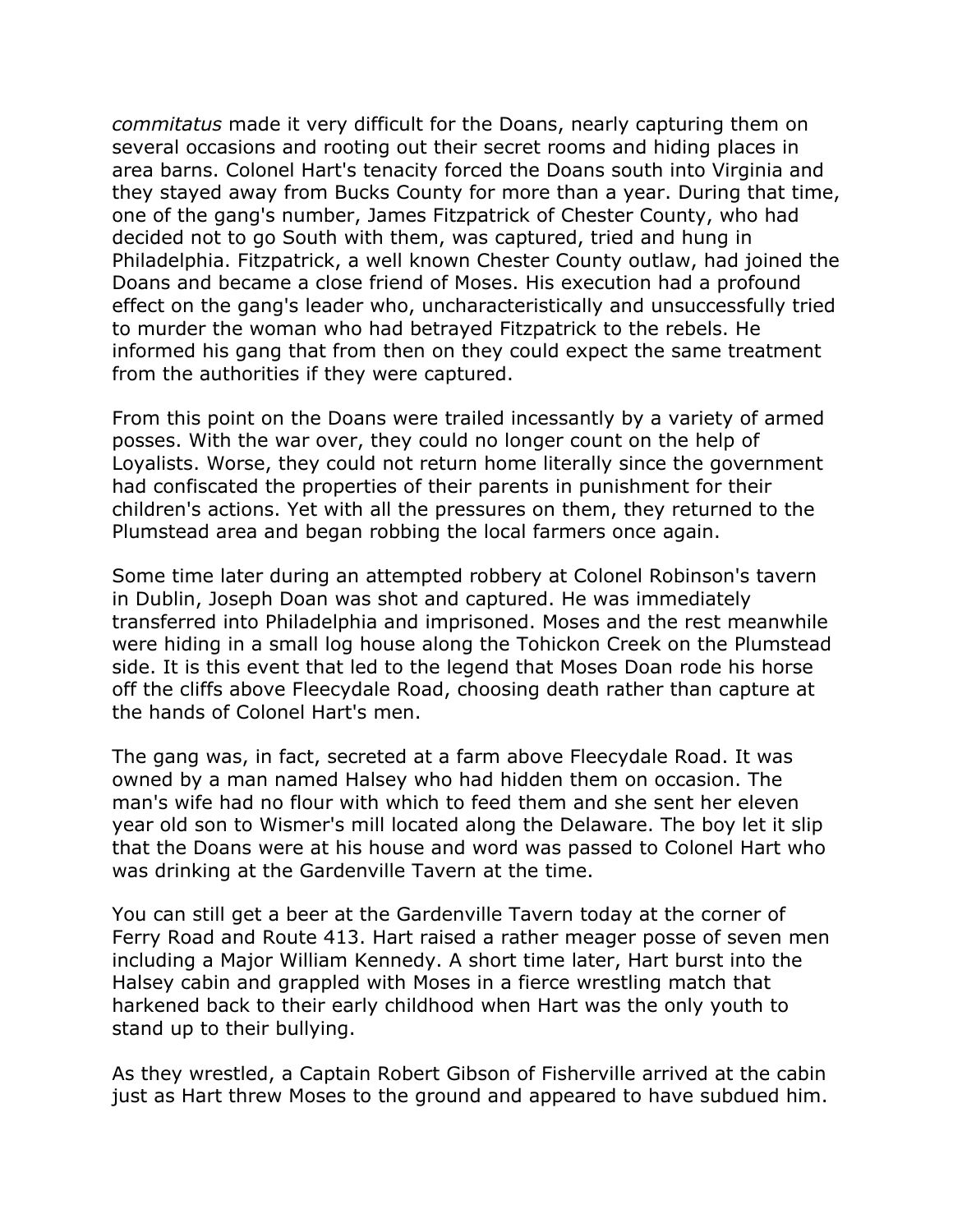*commitatus* made it very difficult for the Doans, nearly capturing them on several occasions and rooting out their secret rooms and hiding places in area barns. Colonel Hart's tenacity forced the Doans south into Virginia and they stayed away from Bucks County for more than a year. During that time, one of the gang's number, James Fitzpatrick of Chester County, who had decided not to go South with them, was captured, tried and hung in Philadelphia. Fitzpatrick, a well known Chester County outlaw, had joined the Doans and became a close friend of Moses. His execution had a profound effect on the gang's leader who, uncharacteristically and unsuccessfully tried to murder the woman who had betrayed Fitzpatrick to the rebels. He informed his gang that from then on they could expect the same treatment from the authorities if they were captured.

From this point on the Doans were trailed incessantly by a variety of armed posses. With the war over, they could no longer count on the help of Loyalists. Worse, they could not return home literally since the government had confiscated the properties of their parents in punishment for their children's actions. Yet with all the pressures on them, they returned to the Plumstead area and began robbing the local farmers once again.

Some time later during an attempted robbery at Colonel Robinson's tavern in Dublin, Joseph Doan was shot and captured. He was immediately transferred into Philadelphia and imprisoned. Moses and the rest meanwhile were hiding in a small log house along the Tohickon Creek on the Plumstead side. It is this event that led to the legend that Moses Doan rode his horse off the cliffs above Fleecydale Road, choosing death rather than capture at the hands of Colonel Hart's men.

The gang was, in fact, secreted at a farm above Fleecydale Road. It was owned by a man named Halsey who had hidden them on occasion. The man's wife had no flour with which to feed them and she sent her eleven year old son to Wismer's mill located along the Delaware. The boy let it slip that the Doans were at his house and word was passed to Colonel Hart who was drinking at the Gardenville Tavern at the time.

You can still get a beer at the Gardenville Tavern today at the corner of Ferry Road and Route 413. Hart raised a rather meager posse of seven men including a Major William Kennedy. A short time later, Hart burst into the Halsey cabin and grappled with Moses in a fierce wrestling match that harkened back to their early childhood when Hart was the only youth to stand up to their bullying.

As they wrestled, a Captain Robert Gibson of Fisherville arrived at the cabin just as Hart threw Moses to the ground and appeared to have subdued him.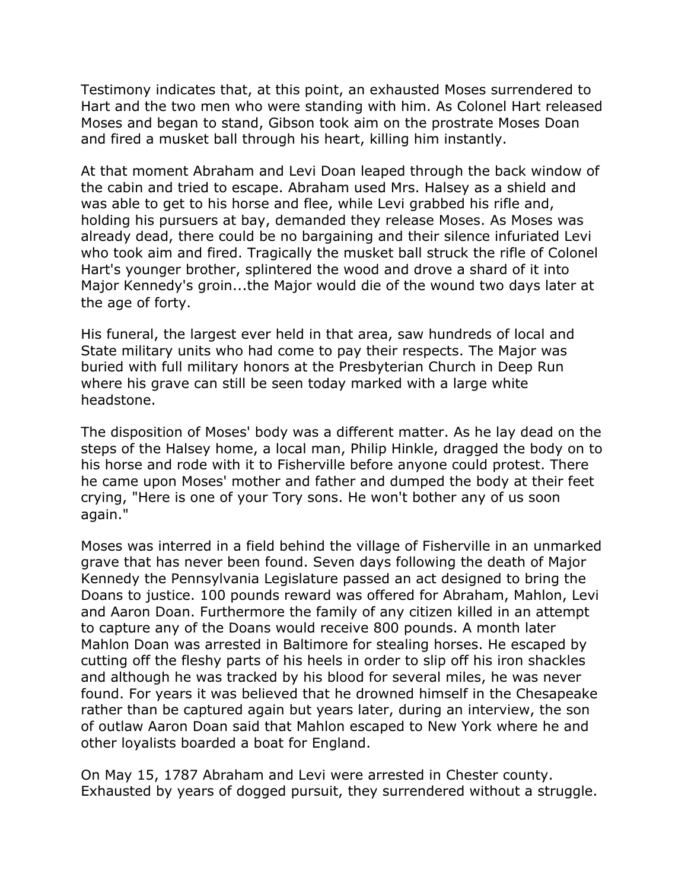Testimony indicates that, at this point, an exhausted Moses surrendered to Hart and the two men who were standing with him. As Colonel Hart released Moses and began to stand, Gibson took aim on the prostrate Moses Doan and fired a musket ball through his heart, killing him instantly.

At that moment Abraham and Levi Doan leaped through the back window of the cabin and tried to escape. Abraham used Mrs. Halsey as a shield and was able to get to his horse and flee, while Levi grabbed his rifle and, holding his pursuers at bay, demanded they release Moses. As Moses was already dead, there could be no bargaining and their silence infuriated Levi who took aim and fired. Tragically the musket ball struck the rifle of Colonel Hart's younger brother, splintered the wood and drove a shard of it into Major Kennedy's groin...the Major would die of the wound two days later at the age of forty.

His funeral, the largest ever held in that area, saw hundreds of local and State military units who had come to pay their respects. The Major was buried with full military honors at the Presbyterian Church in Deep Run where his grave can still be seen today marked with a large white headstone.

The disposition of Moses' body was a different matter. As he lay dead on the steps of the Halsey home, a local man, Philip Hinkle, dragged the body on to his horse and rode with it to Fisherville before anyone could protest. There he came upon Moses' mother and father and dumped the body at their feet crying, "Here is one of your Tory sons. He won't bother any of us soon again."

Moses was interred in a field behind the village of Fisherville in an unmarked grave that has never been found. Seven days following the death of Major Kennedy the Pennsylvania Legislature passed an act designed to bring the Doans to justice. 100 pounds reward was offered for Abraham, Mahlon, Levi and Aaron Doan. Furthermore the family of any citizen killed in an attempt to capture any of the Doans would receive 800 pounds. A month later Mahlon Doan was arrested in Baltimore for stealing horses. He escaped by cutting off the fleshy parts of his heels in order to slip off his iron shackles and although he was tracked by his blood for several miles, he was never found. For years it was believed that he drowned himself in the Chesapeake rather than be captured again but years later, during an interview, the son of outlaw Aaron Doan said that Mahlon escaped to New York where he and other loyalists boarded a boat for England.

On May 15, 1787 Abraham and Levi were arrested in Chester county. Exhausted by years of dogged pursuit, they surrendered without a struggle.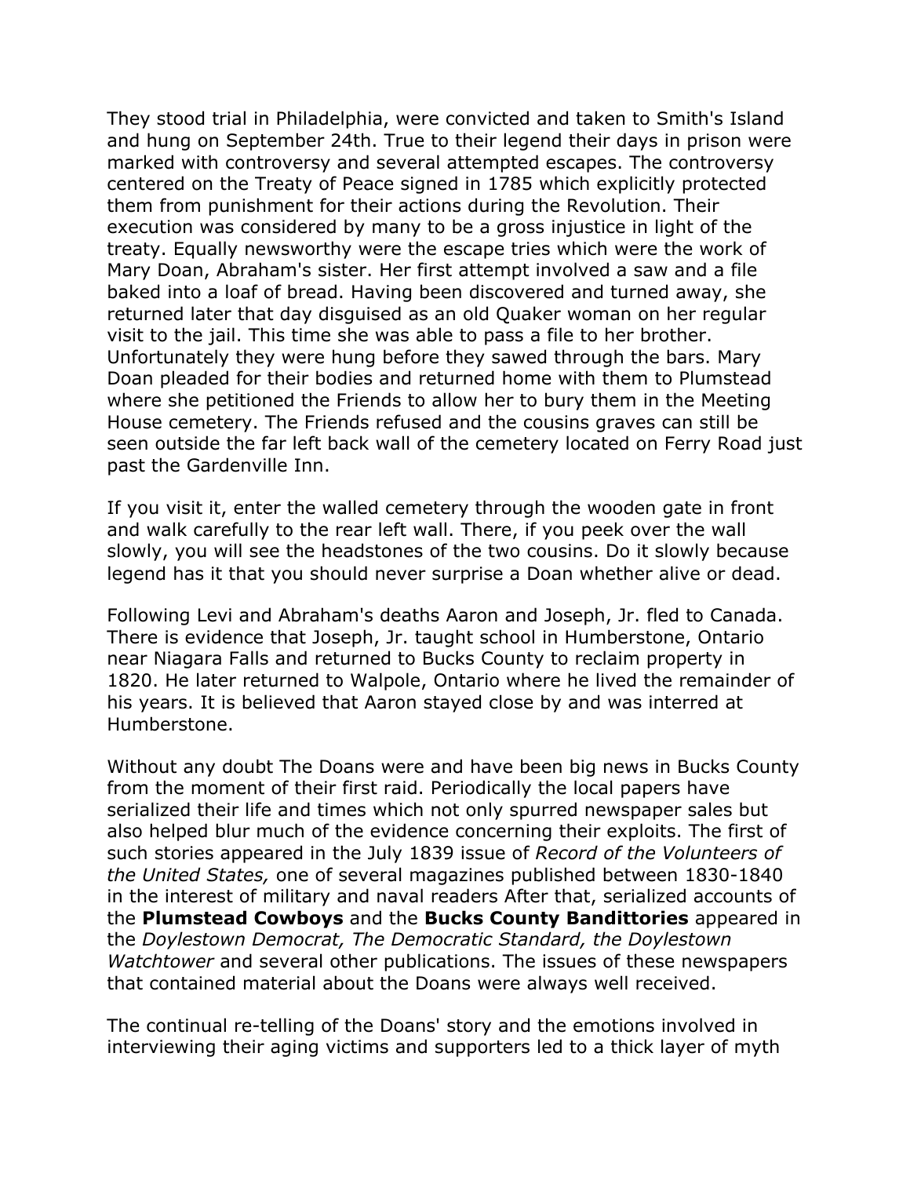They stood trial in Philadelphia, were convicted and taken to Smith's Island and hung on September 24th. True to their legend their days in prison were marked with controversy and several attempted escapes. The controversy centered on the Treaty of Peace signed in 1785 which explicitly protected them from punishment for their actions during the Revolution. Their execution was considered by many to be a gross injustice in light of the treaty. Equally newsworthy were the escape tries which were the work of Mary Doan, Abraham's sister. Her first attempt involved a saw and a file baked into a loaf of bread. Having been discovered and turned away, she returned later that day disguised as an old Quaker woman on her regular visit to the jail. This time she was able to pass a file to her brother. Unfortunately they were hung before they sawed through the bars. Mary Doan pleaded for their bodies and returned home with them to Plumstead where she petitioned the Friends to allow her to bury them in the Meeting House cemetery. The Friends refused and the cousins graves can still be seen outside the far left back wall of the cemetery located on Ferry Road just past the Gardenville Inn.

If you visit it, enter the walled cemetery through the wooden gate in front and walk carefully to the rear left wall. There, if you peek over the wall slowly, you will see the headstones of the two cousins. Do it slowly because legend has it that you should never surprise a Doan whether alive or dead.

Following Levi and Abraham's deaths Aaron and Joseph, Jr. fled to Canada. There is evidence that Joseph, Jr. taught school in Humberstone, Ontario near Niagara Falls and returned to Bucks County to reclaim property in 1820. He later returned to Walpole, Ontario where he lived the remainder of his years. It is believed that Aaron stayed close by and was interred at Humberstone.

Without any doubt The Doans were and have been big news in Bucks County from the moment of their first raid. Periodically the local papers have serialized their life and times which not only spurred newspaper sales but also helped blur much of the evidence concerning their exploits. The first of such stories appeared in the July 1839 issue of *Record of the Volunteers of the United States,* one of several magazines published between 1830-1840 in the interest of military and naval readers After that, serialized accounts of the **Plumstead Cowboys** and the **Bucks County Bandittories** appeared in the *Doylestown Democrat, The Democratic Standard, the Doylestown Watchtower* and several other publications. The issues of these newspapers that contained material about the Doans were always well received.

The continual re-telling of the Doans' story and the emotions involved in interviewing their aging victims and supporters led to a thick layer of myth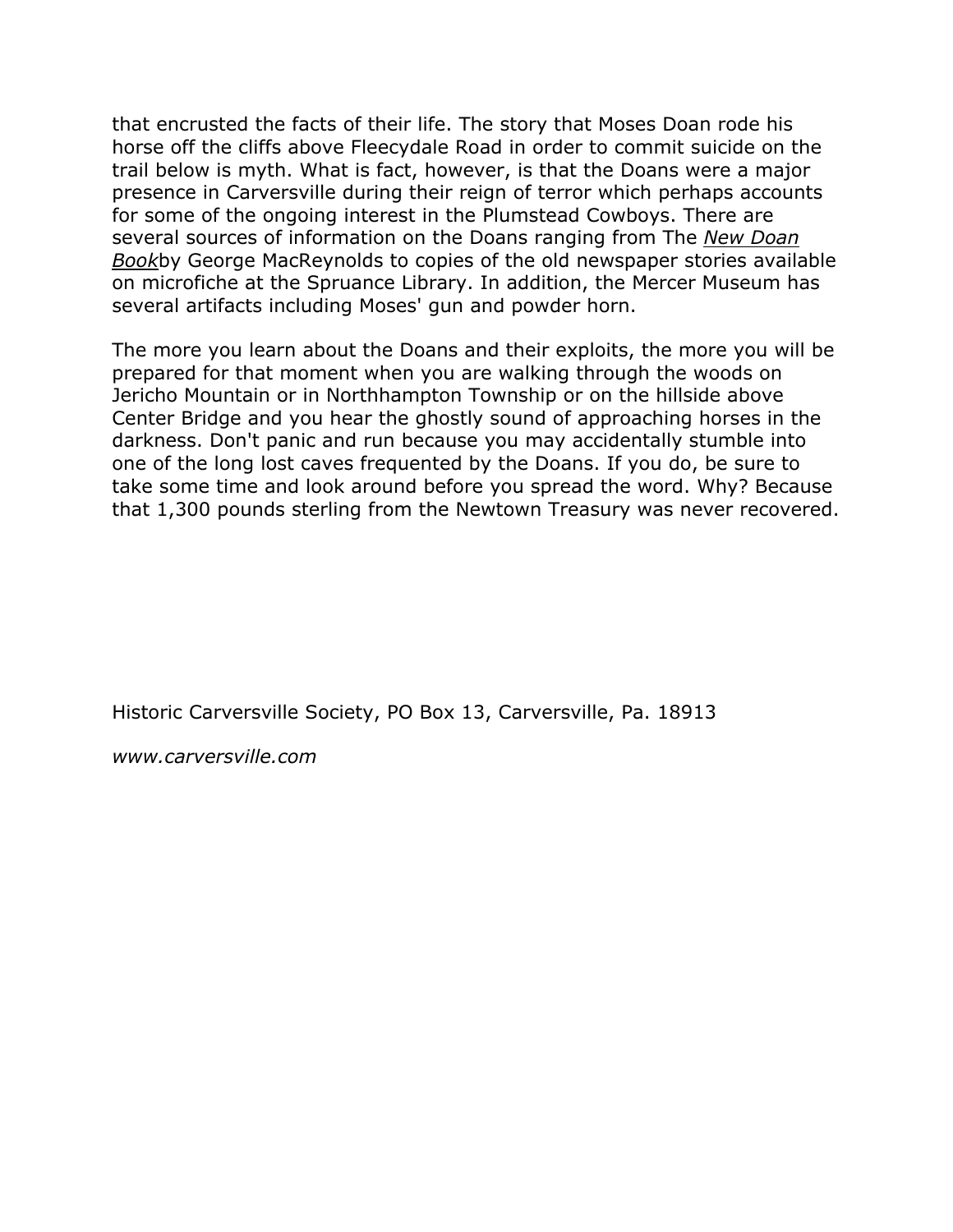that encrusted the facts of their life. The story that Moses Doan rode his horse off the cliffs above Fleecydale Road in order to commit suicide on the trail below is myth. What is fact, however, is that the Doans were a major presence in Carversville during their reign of terror which perhaps accounts for some of the ongoing interest in the Plumstead Cowboys. There are several sources of information on the Doans ranging from The *New Doan Book*by George MacReynolds to copies of the old newspaper stories available on microfiche at the Spruance Library. In addition, the Mercer Museum has several artifacts including Moses' gun and powder horn.

The more you learn about the Doans and their exploits, the more you will be prepared for that moment when you are walking through the woods on Jericho Mountain or in Northhampton Township or on the hillside above Center Bridge and you hear the ghostly sound of approaching horses in the darkness. Don't panic and run because you may accidentally stumble into one of the long lost caves frequented by the Doans. If you do, be sure to take some time and look around before you spread the word. Why? Because that 1,300 pounds sterling from the Newtown Treasury was never recovered.

Historic Carversville Society, PO Box 13, Carversville, Pa. 18913

*www.carversville.com*